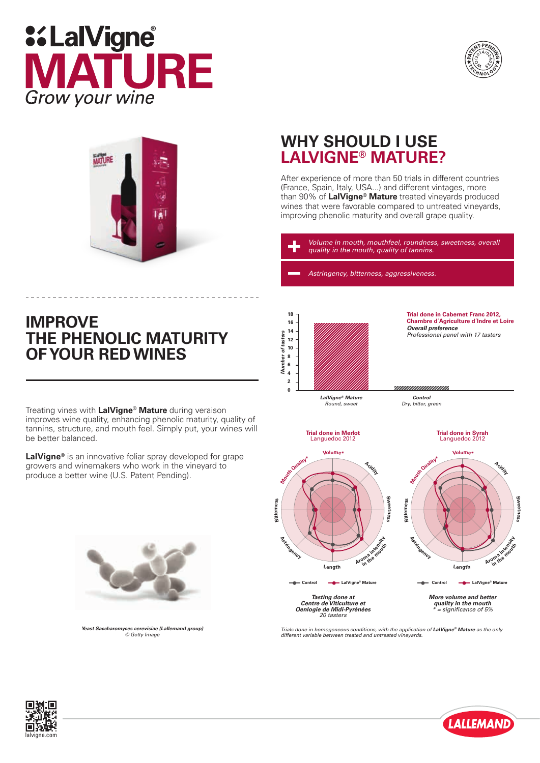# LalVigne® MATURE

*Grow your wine*

## WHY SHOULD I USE LALVIGNE® MATURE?

After experience of more than 50 trials in different countries (France, Spain, Italy, USA...) and different vintages, more than 90% of **LalVigne® Mature** treated vineyards produced wines that were favorable compared to untreated vineyards, improving phenolic maturity and overall grape quality.

**+** *Volume in mouth, mouthfeel, roundness, sweetness, overall quality in the mouth, quality of tannins.*

**–** *Astringency, bitterness, aggressiveness.*

## IMPROVE THE PHENOLIC MATURITY OF YOUR RED WINES

Treating vines with **LalVigne® Mature** during veraison improves wine quality, enhancing phenolic maturity, quality of tannins, structure, and mouth feel. Simply put, your wines will be better balanced.

**LalVigne®** is an innovative foliar spray developed for grape growers and winemakers who work in the vineyard to produce a better wine (U.S. Patent Pending).

**Trial done in Cabernet Franc 2012, Chambre d´Agriculture d´Indre et Loire**
***Overall preference***
*Professional panel with 17 tasters*

| | Number of tasters |
|---|---|
| *LalVigne® Mature* – Round, sweet | 16 |
| *Control* – Dry, bitter, green | 1 |

**Trial done in Merlot** Languedoc 2012

*Tasting done at Centre de Viticulture et Oenlogie de Midi-Pyrénées*
*20 tasters*

**Trial done in Syrah** Languedoc 2012

*More volume and better quality in the mouth*
*\* = significance of 5%*

(Radar chart axes: Volume*, Acidity, Sweetness, Aroma intensity in the mouth, Length, Astringency, Bitterness, Mouth Quality*; series: Control, LalVigne® Mature)

*Yeast Saccharomyces cerevisiae (Lallemand group)*
*© Getty Image*

*Trials done in homogeneous conditions, with the application of **LalVigne® Mature** as the only different variable between treated and untreated vineyards.*

lalvigne.com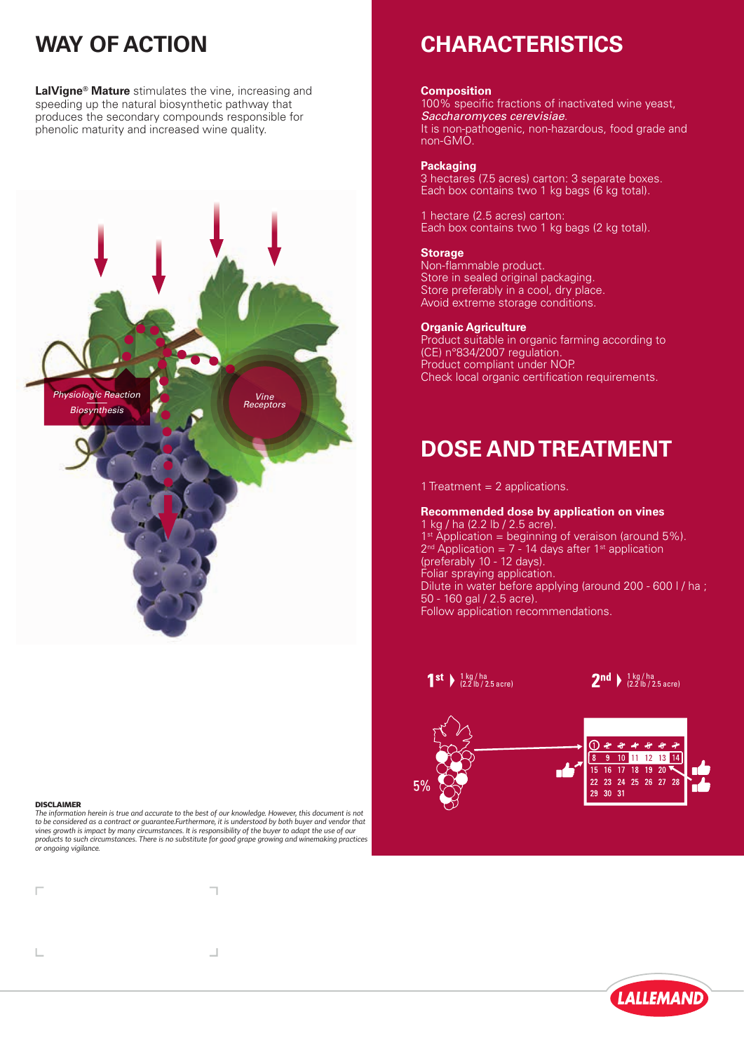## WAY OF ACTION

**LalVigne® Mature** stimulates the vine, increasing and speeding up the natural biosynthetic pathway that produces the secondary compounds responsible for phenolic maturity and increased wine quality.

Physiologic Reaction
Biosynthesis
Vine Receptors

**DISCLAIMER**
*The information herein is true and accurate to the best of our knowledge. However, this document is not to be considered as a contract or guarantee.Furthermore, it is understood by both buyer and vendor that vines growth is impact by many circumstances. It is responsibility of the buyer to adapt the use of our products to such circumstances. There is no substitute for good grape growing and winemaking practices or ongoing vigilance.*

## CHARACTERISTICS

**Composition**
100% specific fractions of inactivated wine yeast, *Saccharomyces cerevisiae*.
It is non-pathogenic, non-hazardous, food grade and non-GMO.

**Packaging**
3 hectares (7.5 acres) carton: 3 separate boxes. Each box contains two 1 kg bags (6 kg total).

1 hectare (2.5 acres) carton:
Each box contains two 1 kg bags (2 kg total).

**Storage**
Non-flammable product.
Store in sealed original packaging.
Store preferably in a cool, dry place.
Avoid extreme storage conditions.

**Organic Agriculture**
Product suitable in organic farming according to (CE) n°834/2007 regulation.
Product compliant under NOP.
Check local organic certification requirements.

## DOSE AND TREATMENT

1 Treatment = 2 applications.

**Recommended dose by application on vines**
1 kg / ha (2.2 lb / 2.5 acre).
1st Application = beginning of veraison (around 5%).
2nd Application = 7 - 14 days after 1st application (preferably 10 - 12 days).
Foliar spraying application.
Dilute in water before applying (around 200 - 600 l / ha ; 50 - 160 gal / 2.5 acre).
Follow application recommendations.

1st 1 kg / ha (2.2 lb / 2.5 acre)

2nd 1 kg / ha (2.2 lb / 2.5 acre)

5%

1
8 9 10 11 12 13 14
15 16 17 18 19 20
22 23 24 25 26 27 28
29 30 31